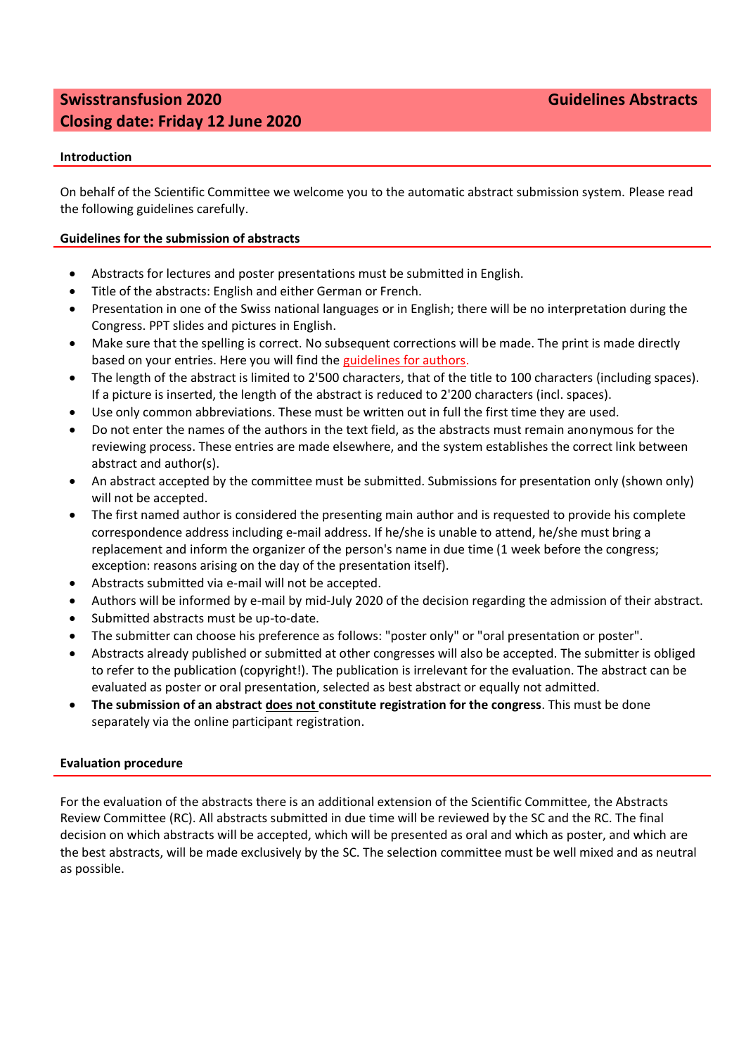# Swisstransfusion 2020 — Guidelines Abstracts

## Closing date: Friday 12 June 2020

### Introduction

On behalf of the Scientific Committee we welcome you to the automatic abstract submission system. Please read the following guidelines carefully.

### Guidelines for the submission of abstracts

- Abstracts for lectures and poster presentations must be submitted in English.
- Title of the abstracts: English and either German or French.
- Presentation in one of the Swiss national languages or in English; there will be no interpretation during the Congress. PPT slides and pictures in English.
- Make sure that the spelling is correct. No subsequent corrections will be made. The print is made directly based on your entries. Here you will find the guidelines for authors.
- The length of the abstract is limited to 2'500 characters, that of the title to 100 characters (including spaces). If a picture is inserted, the length of the abstract is reduced to 2'200 characters (incl. spaces).
- Use only common abbreviations. These must be written out in full the first time they are used.
- Do not enter the names of the authors in the text field, as the abstracts must remain anonymous for the reviewing process. These entries are made elsewhere, and the system establishes the correct link between abstract and author(s).
- An abstract accepted by the committee must be submitted. Submissions for presentation only (shown only) will not be accepted.
- The first named author is considered the presenting main author and is requested to provide his complete correspondence address including e-mail address. If he/she is unable to attend, he/she must bring a replacement and inform the organizer of the person's name in due time (1 week before the congress; exception: reasons arising on the day of the presentation itself).
- Abstracts submitted via e-mail will not be accepted.
- Authors will be informed by e-mail by mid-July 2020 of the decision regarding the admission of their abstract.
- Submitted abstracts must be up-to-date.
- The submitter can choose his preference as follows: "poster only" or "oral presentation or poster".
- Abstracts already published or submitted at other congresses will also be accepted. The submitter is obliged to refer to the publication (copyright!). The publication is irrelevant for the evaluation. The abstract can be evaluated as poster or oral presentation, selected as best abstract or equally not admitted.
- **The submission of an abstract <u>does not</u> constitute registration for the congress**. This must be done separately via the online participant registration.

### Evaluation procedure

For the evaluation of the abstracts there is an additional extension of the Scientific Committee, the Abstracts Review Committee (RC). All abstracts submitted in due time will be reviewed by the SC and the RC. The final decision on which abstracts will be accepted, which will be presented as oral and which as poster, and which are the best abstracts, will be made exclusively by the SC. The selection committee must be well mixed and as neutral as possible.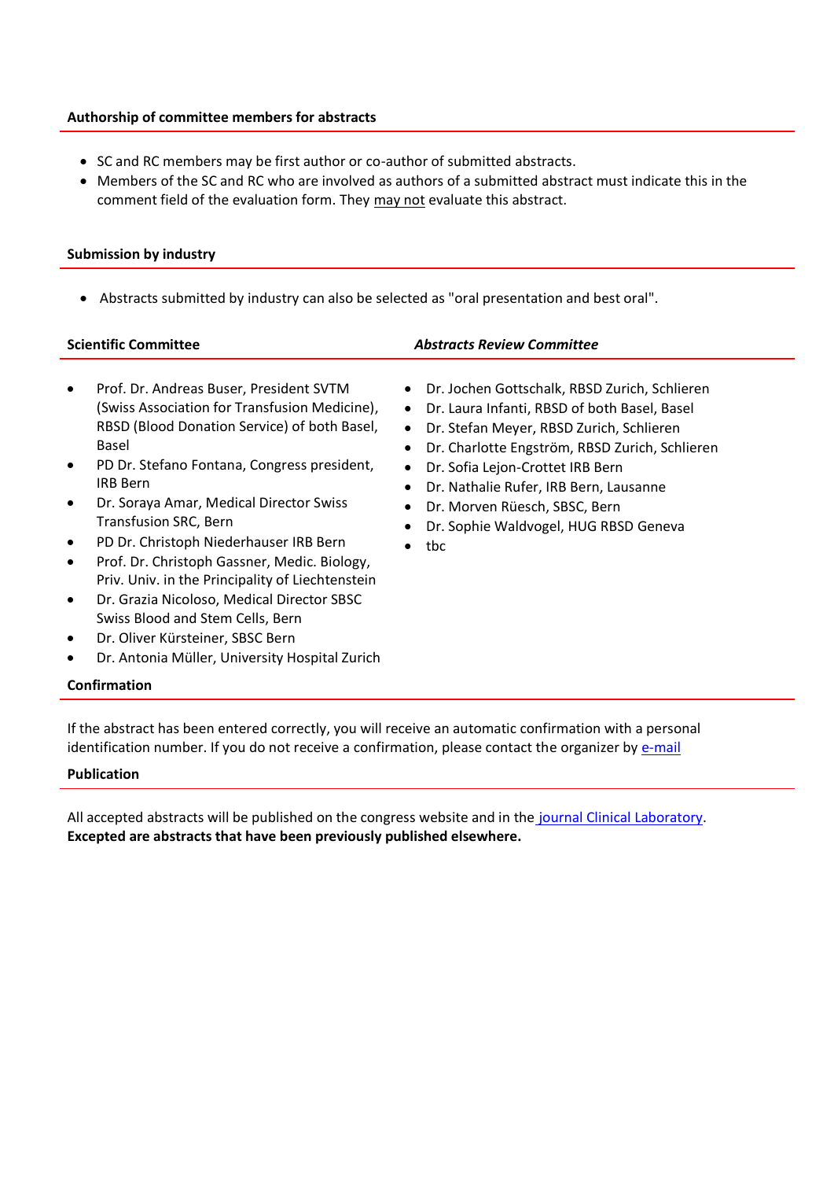### Authorship of committee members for abstracts

- SC and RC members may be first author or co-author of submitted abstracts.
- Members of the SC and RC who are involved as authors of a submitted abstract must indicate this in the comment field of the evaluation form. They may not evaluate this abstract.

### Submission by industry

- Abstracts submitted by industry can also be selected as "oral presentation and best oral".

### Scientific Committee

- Prof. Dr. Andreas Buser, President SVTM (Swiss Association for Transfusion Medicine), RBSD (Blood Donation Service) of both Basel, Basel
- PD Dr. Stefano Fontana, Congress president, IRB Bern
- Dr. Soraya Amar, Medical Director Swiss Transfusion SRC, Bern
- PD Dr. Christoph Niederhauser IRB Bern
- Prof. Dr. Christoph Gassner, Medic. Biology, Priv. Univ. in the Principality of Liechtenstein
- Dr. Grazia Nicoloso, Medical Director SBSC Swiss Blood and Stem Cells, Bern
- Dr. Oliver Kürsteiner, SBSC Bern
- Dr. Antonia Müller, University Hospital Zurich

### *Abstracts Review Committee*

- Dr. Jochen Gottschalk, RBSD Zurich, Schlieren
- Dr. Laura Infanti, RBSD of both Basel, Basel
- Dr. Stefan Meyer, RBSD Zurich, Schlieren
- Dr. Charlotte Engström, RBSD Zurich, Schlieren
- Dr. Sofia Lejon-Crottet IRB Bern
- Dr. Nathalie Rufer, IRB Bern, Lausanne
- Dr. Morven Rüesch, SBSC, Bern
- Dr. Sophie Waldvogel, HUG RBSD Geneva
- tbc

### Confirmation

If the abstract has been entered correctly, you will receive an automatic confirmation with a personal identification number. If you do not receive a confirmation, please contact the organizer by e-mail

### Publication

All accepted abstracts will be published on the congress website and in the journal Clinical Laboratory.
**Excepted are abstracts that have been previously published elsewhere.**